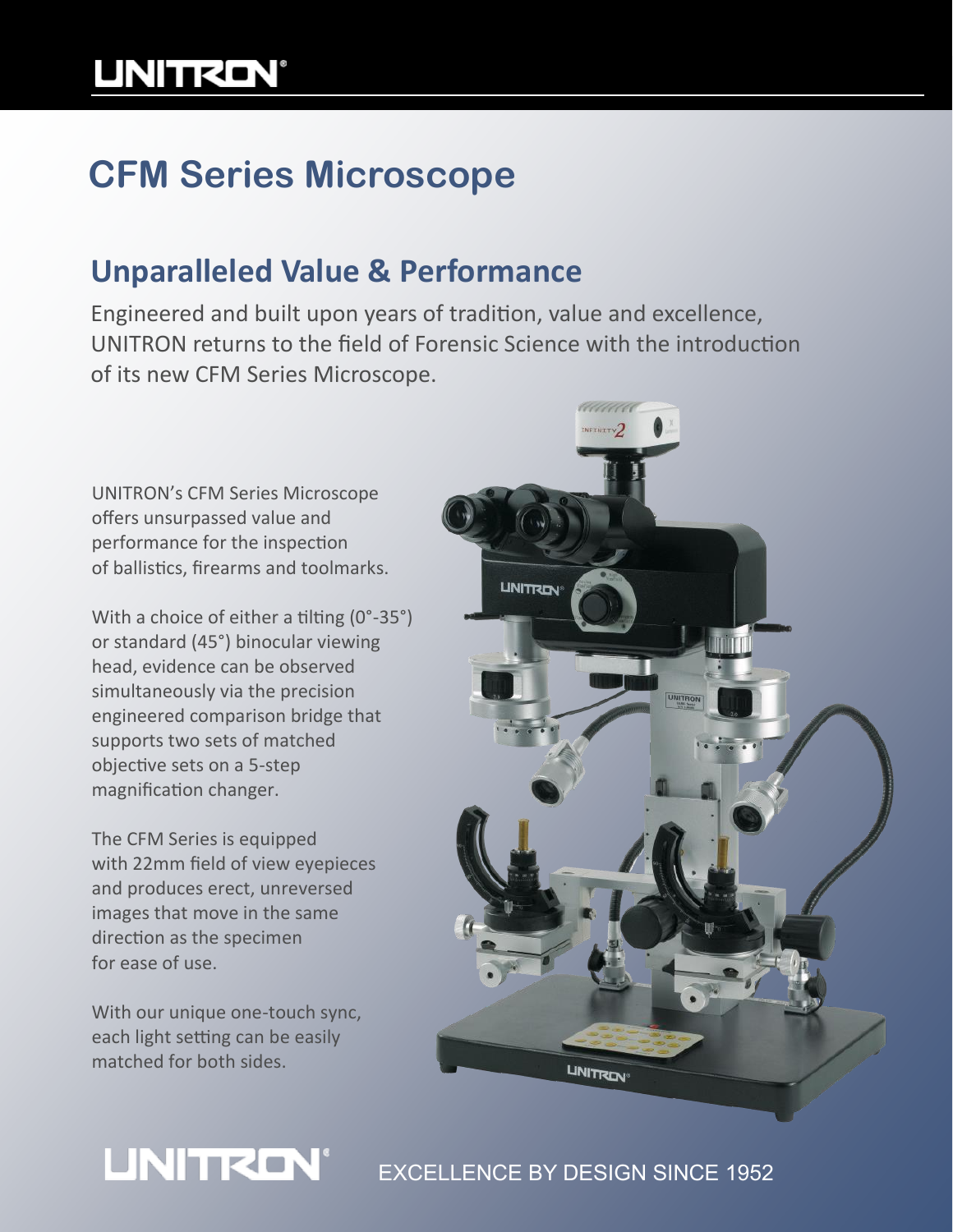UNITRON®

# CFM Series Microscope

## Unparalleled Value & Performance

Engineered and built upon years of tradition, value and excellence, UNITRON returns to the field of Forensic Science with the introduction of its new CFM Series Microscope.

UNITRON's CFM Series Microscope offers unsurpassed value and performance for the inspection of ballistics, firearms and toolmarks.

With a choice of either a tilting (0°-35°) or standard (45°) binocular viewing head, evidence can be observed simultaneously via the precision engineered comparison bridge that supports two sets of matched objective sets on a 5-step magnification changer.

The CFM Series is equipped with 22mm field of view eyepieces and produces erect, unreversed images that move in the same direction as the specimen for ease of use.

With our unique one-touch sync, each light setting can be easily matched for both sides.

UNITRON® EXCELLENCE BY DESIGN SINCE 1952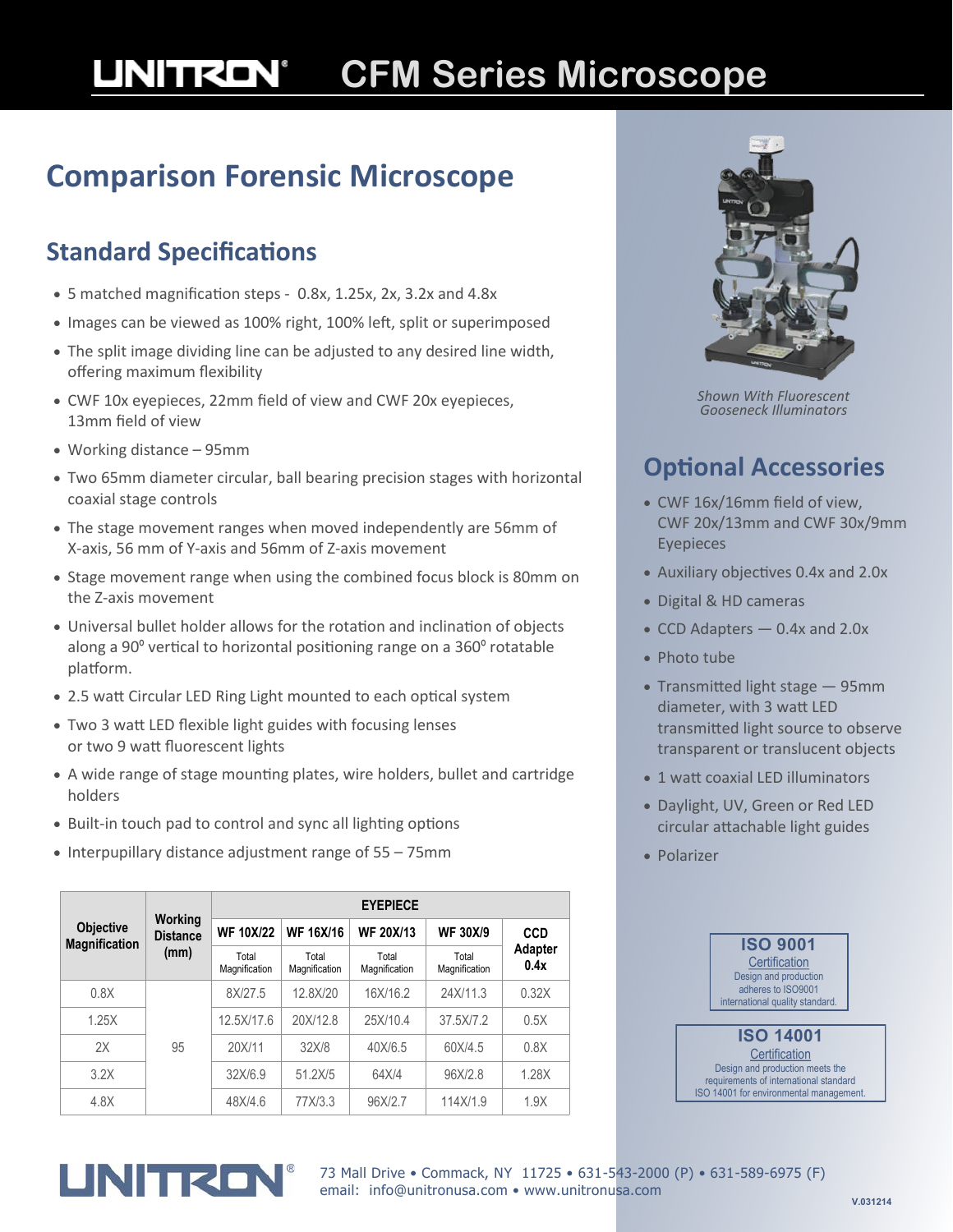# UNITRON® CFM Series Microscope

## Comparison Forensic Microscope

### Standard Specifications

- 5 matched magnification steps - 0.8x, 1.25x, 2x, 3.2x and 4.8x
- Images can be viewed as 100% right, 100% left, split or superimposed
- The split image dividing line can be adjusted to any desired line width, offering maximum flexibility
- CWF 10x eyepieces, 22mm field of view and CWF 20x eyepieces, 13mm field of view
- Working distance – 95mm
- Two 65mm diameter circular, ball bearing precision stages with horizontal coaxial stage controls
- The stage movement ranges when moved independently are 56mm of X-axis, 56 mm of Y-axis and 56mm of Z-axis movement
- Stage movement range when using the combined focus block is 80mm on the Z-axis movement
- Universal bullet holder allows for the rotation and inclination of objects along a 90° vertical to horizontal positioning range on a 360° rotatable platform.
- 2.5 watt Circular LED Ring Light mounted to each optical system
- Two 3 watt LED flexible light guides with focusing lenses or two 9 watt fluorescent lights
- A wide range of stage mounting plates, wire holders, bullet and cartridge holders
- Built-in touch pad to control and sync all lighting options
- Interpupillary distance adjustment range of 55 – 75mm

| Objective Magnification | Working Distance (mm) | EYEPIECE | | | | |
|---|---|---|---|---|---|---|
| | | WF 10X/22 | WF 16X/16 | WF 20X/13 | WF 30X/9 | CCD Adapter 0.4x |
| | | Total Magnification | Total Magnification | Total Magnification | Total Magnification | |
| 0.8X | 95 | 8X/27.5 | 12.8X/20 | 16X/16.2 | 24X/11.3 | 0.32X |
| 1.25X | | 12.5X/17.6 | 20X/12.8 | 25X/10.4 | 37.5X/7.2 | 0.5X |
| 2X | | 20X/11 | 32X/8 | 40X/6.5 | 60X/4.5 | 0.8X |
| 3.2X | | 32X/6.9 | 51.2X/5 | 64X/4 | 96X/2.8 | 1.28X |
| 4.8X | | 48X/4.6 | 77X/3.3 | 96X/2.7 | 114X/1.9 | 1.9X |

*Shown With Fluorescent Gooseneck Illuminators*

### Optional Accessories

- CWF 16x/16mm field of view, CWF 20x/13mm and CWF 30x/9mm Eyepieces
- Auxiliary objectives 0.4x and 2.0x
- Digital & HD cameras
- CCD Adapters — 0.4x and 2.0x
- Photo tube
- Transmitted light stage — 95mm diameter, with 3 watt LED transmitted light source to observe transparent or translucent objects
- 1 watt coaxial LED illuminators
- Daylight, UV, Green or Red LED circular attachable light guides
- Polarizer

**ISO 9001**
Certification
Design and production adheres to ISO9001 international quality standard.

**ISO 14001**
Certification
Design and production meets the requirements of international standard ISO 14001 for environmental management.

UNITRON®

73 Mall Drive • Commack, NY 11725 • 631-543-2000 (P) • 631-589-6975 (F)
email: info@unitronusa.com • www.unitronusa.com

V.031214